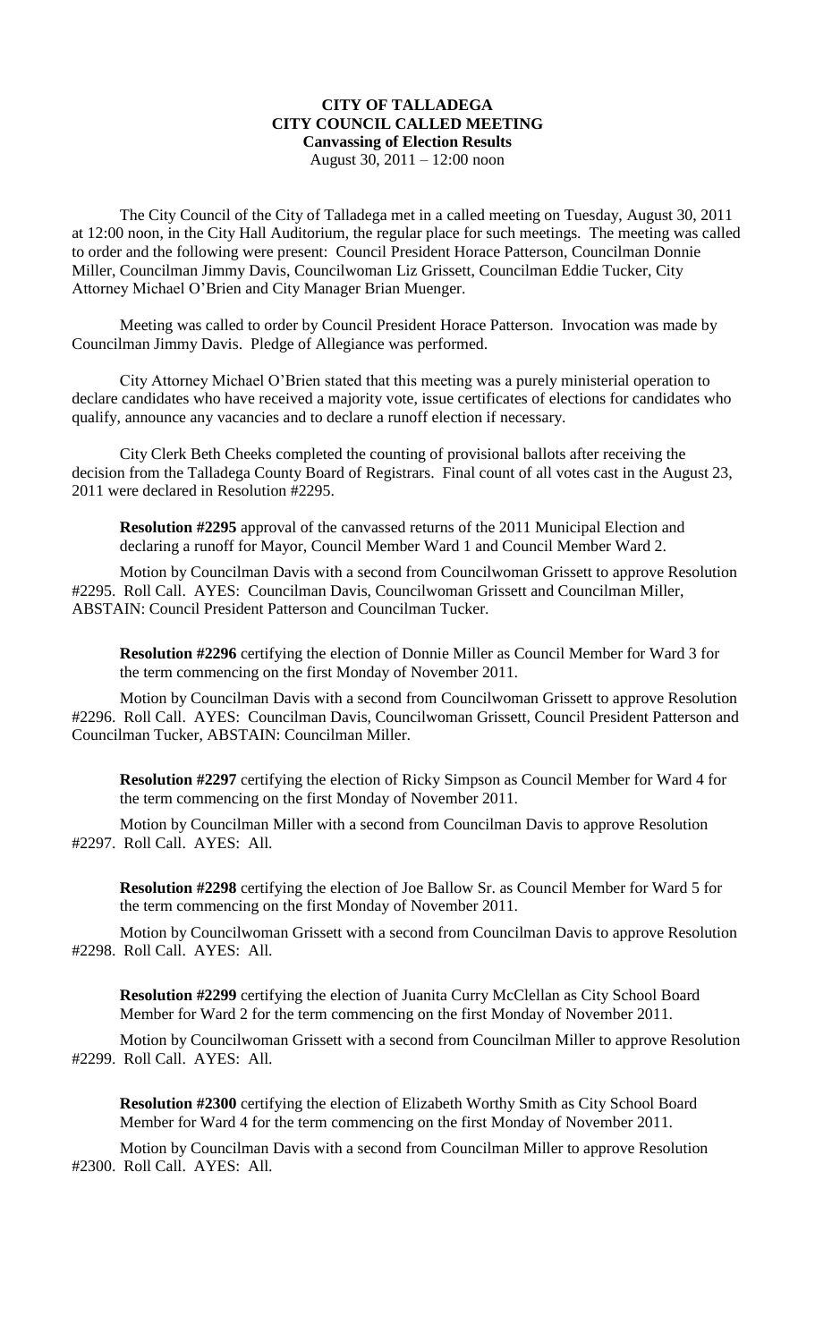# CITY OF TALLADEGA
## CITY COUNCIL CALLED MEETING
### Canvassing of Election Results

August 30, 2011 – 12:00 noon

The City Council of the City of Talladega met in a called meeting on Tuesday, August 30, 2011 at 12:00 noon, in the City Hall Auditorium, the regular place for such meetings. The meeting was called to order and the following were present: Council President Horace Patterson, Councilman Donnie Miller, Councilman Jimmy Davis, Councilwoman Liz Grissett, Councilman Eddie Tucker, City Attorney Michael O'Brien and City Manager Brian Muenger.

Meeting was called to order by Council President Horace Patterson. Invocation was made by Councilman Jimmy Davis. Pledge of Allegiance was performed.

City Attorney Michael O'Brien stated that this meeting was a purely ministerial operation to declare candidates who have received a majority vote, issue certificates of elections for candidates who qualify, announce any vacancies and to declare a runoff election if necessary.

City Clerk Beth Cheeks completed the counting of provisional ballots after receiving the decision from the Talladega County Board of Registrars. Final count of all votes cast in the August 23, 2011 were declared in Resolution #2295.

**Resolution #2295** approval of the canvassed returns of the 2011 Municipal Election and declaring a runoff for Mayor, Council Member Ward 1 and Council Member Ward 2.

Motion by Councilman Davis with a second from Councilwoman Grissett to approve Resolution #2295. Roll Call. AYES: Councilman Davis, Councilwoman Grissett and Councilman Miller, ABSTAIN: Council President Patterson and Councilman Tucker.

**Resolution #2296** certifying the election of Donnie Miller as Council Member for Ward 3 for the term commencing on the first Monday of November 2011.

Motion by Councilman Davis with a second from Councilwoman Grissett to approve Resolution #2296. Roll Call. AYES: Councilman Davis, Councilwoman Grissett, Council President Patterson and Councilman Tucker, ABSTAIN: Councilman Miller.

**Resolution #2297** certifying the election of Ricky Simpson as Council Member for Ward 4 for the term commencing on the first Monday of November 2011.

Motion by Councilman Miller with a second from Councilman Davis to approve Resolution #2297. Roll Call. AYES: All.

**Resolution #2298** certifying the election of Joe Ballow Sr. as Council Member for Ward 5 for the term commencing on the first Monday of November 2011.

Motion by Councilwoman Grissett with a second from Councilman Davis to approve Resolution #2298. Roll Call. AYES: All.

**Resolution #2299** certifying the election of Juanita Curry McClellan as City School Board Member for Ward 2 for the term commencing on the first Monday of November 2011.

Motion by Councilwoman Grissett with a second from Councilman Miller to approve Resolution #2299. Roll Call. AYES: All.

**Resolution #2300** certifying the election of Elizabeth Worthy Smith as City School Board Member for Ward 4 for the term commencing on the first Monday of November 2011.

Motion by Councilman Davis with a second from Councilman Miller to approve Resolution #2300. Roll Call. AYES: All.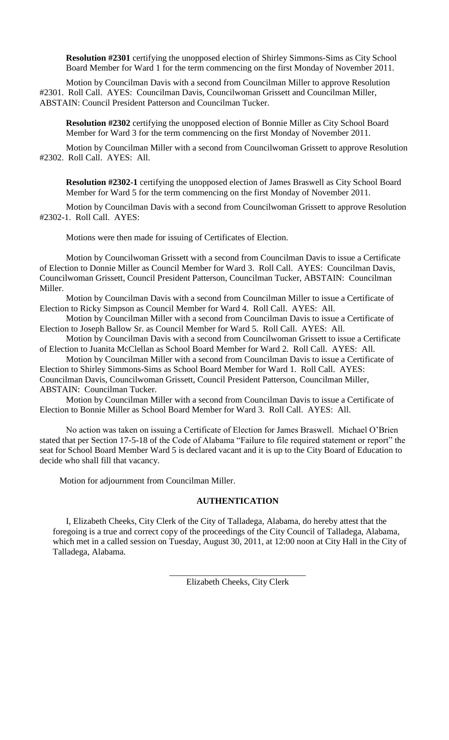**Resolution #2301** certifying the unopposed election of Shirley Simmons-Sims as City School Board Member for Ward 1 for the term commencing on the first Monday of November 2011.

Motion by Councilman Davis with a second from Councilman Miller to approve Resolution #2301. Roll Call. AYES: Councilman Davis, Councilwoman Grissett and Councilman Miller, ABSTAIN: Council President Patterson and Councilman Tucker.

**Resolution #2302** certifying the unopposed election of Bonnie Miller as City School Board Member for Ward 3 for the term commencing on the first Monday of November 2011.

Motion by Councilman Miller with a second from Councilwoman Grissett to approve Resolution #2302. Roll Call. AYES: All.

**Resolution #2302-1** certifying the unopposed election of James Braswell as City School Board Member for Ward 5 for the term commencing on the first Monday of November 2011.

Motion by Councilman Davis with a second from Councilwoman Grissett to approve Resolution #2302-1. Roll Call. AYES:

Motions were then made for issuing of Certificates of Election.

Motion by Councilwoman Grissett with a second from Councilman Davis to issue a Certificate of Election to Donnie Miller as Council Member for Ward 3. Roll Call. AYES: Councilman Davis, Councilwoman Grissett, Council President Patterson, Councilman Tucker, ABSTAIN: Councilman Miller.

Motion by Councilman Davis with a second from Councilman Miller to issue a Certificate of Election to Ricky Simpson as Council Member for Ward 4. Roll Call. AYES: All.

Motion by Councilman Miller with a second from Councilman Davis to issue a Certificate of Election to Joseph Ballow Sr. as Council Member for Ward 5. Roll Call. AYES: All.

Motion by Councilman Davis with a second from Councilwoman Grissett to issue a Certificate of Election to Juanita McClellan as School Board Member for Ward 2. Roll Call. AYES: All.

Motion by Councilman Miller with a second from Councilman Davis to issue a Certificate of Election to Shirley Simmons-Sims as School Board Member for Ward 1. Roll Call. AYES: Councilman Davis, Councilwoman Grissett, Council President Patterson, Councilman Miller, ABSTAIN: Councilman Tucker.

Motion by Councilman Miller with a second from Councilman Davis to issue a Certificate of Election to Bonnie Miller as School Board Member for Ward 3. Roll Call. AYES: All.

No action was taken on issuing a Certificate of Election for James Braswell. Michael O'Brien stated that per Section 17-5-18 of the Code of Alabama "Failure to file required statement or report" the seat for School Board Member Ward 5 is declared vacant and it is up to the City Board of Education to decide who shall fill that vacancy.

Motion for adjournment from Councilman Miller.

**AUTHENTICATION**

I, Elizabeth Cheeks, City Clerk of the City of Talladega, Alabama, do hereby attest that the foregoing is a true and correct copy of the proceedings of the City Council of Talladega, Alabama, which met in a called session on Tuesday, August 30, 2011, at 12:00 noon at City Hall in the City of Talladega, Alabama.

\_\_\_\_\_\_\_\_\_\_\_\_\_\_\_\_\_\_\_\_\_\_\_\_\_\_\_\_\_\_\_

Elizabeth Cheeks, City Clerk